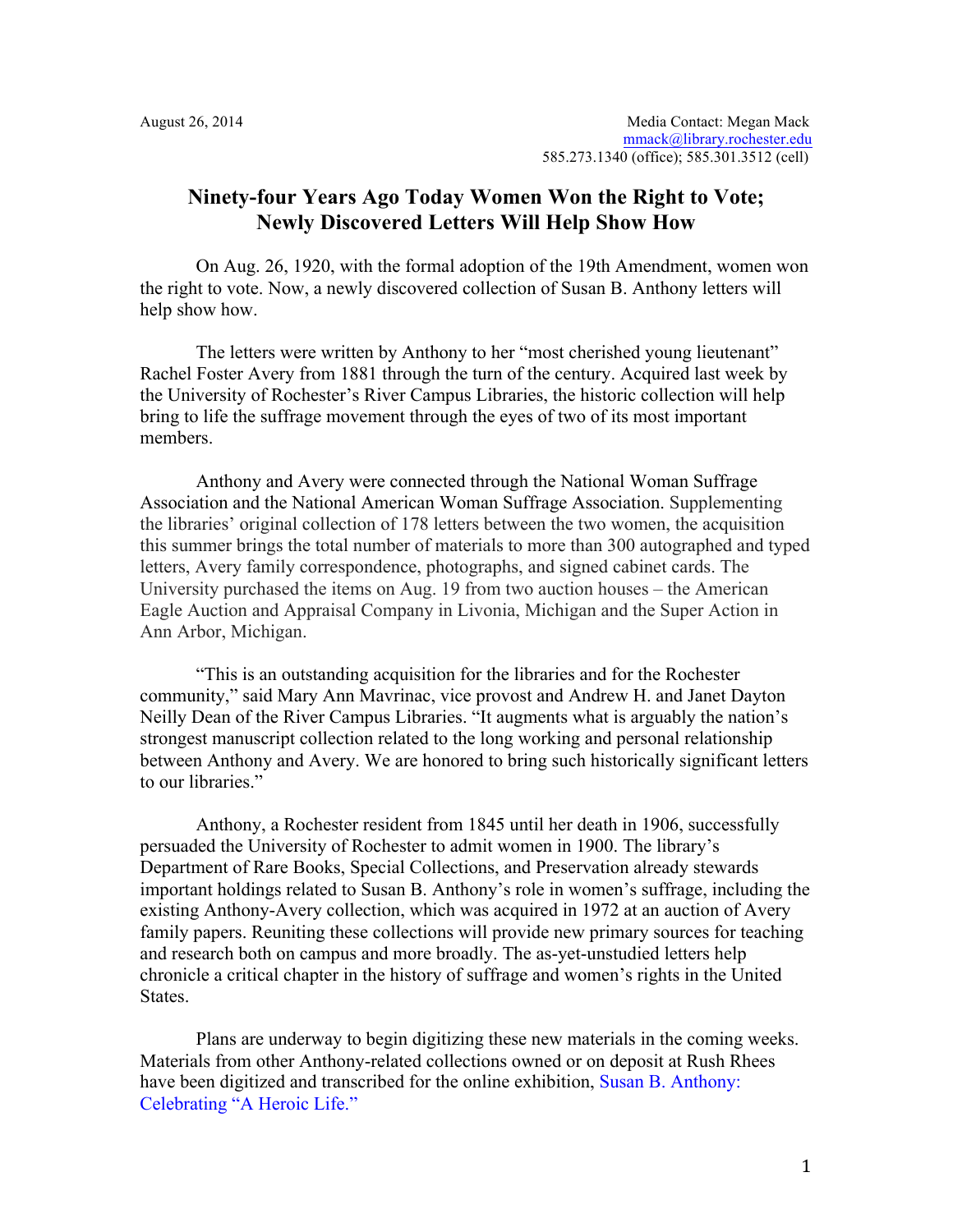August 26, 2014

Media Contact: Megan Mack
mmack@library.rochester.edu
585.273.1340 (office); 585.301.3512 (cell)

# Ninety-four Years Ago Today Women Won the Right to Vote; Newly Discovered Letters Will Help Show How

On Aug. 26, 1920, with the formal adoption of the 19th Amendment, women won the right to vote. Now, a newly discovered collection of Susan B. Anthony letters will help show how.

The letters were written by Anthony to her "most cherished young lieutenant" Rachel Foster Avery from 1881 through the turn of the century. Acquired last week by the University of Rochester's River Campus Libraries, the historic collection will help bring to life the suffrage movement through the eyes of two of its most important members.

Anthony and Avery were connected through the National Woman Suffrage Association and the National American Woman Suffrage Association. Supplementing the libraries' original collection of 178 letters between the two women, the acquisition this summer brings the total number of materials to more than 300 autographed and typed letters, Avery family correspondence, photographs, and signed cabinet cards. The University purchased the items on Aug. 19 from two auction houses – the American Eagle Auction and Appraisal Company in Livonia, Michigan and the Super Action in Ann Arbor, Michigan.

"This is an outstanding acquisition for the libraries and for the Rochester community," said Mary Ann Mavrinac, vice provost and Andrew H. and Janet Dayton Neilly Dean of the River Campus Libraries. "It augments what is arguably the nation's strongest manuscript collection related to the long working and personal relationship between Anthony and Avery. We are honored to bring such historically significant letters to our libraries."

Anthony, a Rochester resident from 1845 until her death in 1906, successfully persuaded the University of Rochester to admit women in 1900. The library's Department of Rare Books, Special Collections, and Preservation already stewards important holdings related to Susan B. Anthony's role in women's suffrage, including the existing Anthony-Avery collection, which was acquired in 1972 at an auction of Avery family papers. Reuniting these collections will provide new primary sources for teaching and research both on campus and more broadly. The as-yet-unstudied letters help chronicle a critical chapter in the history of suffrage and women's rights in the United States.

Plans are underway to begin digitizing these new materials in the coming weeks. Materials from other Anthony-related collections owned or on deposit at Rush Rhees have been digitized and transcribed for the online exhibition, Susan B. Anthony: Celebrating "A Heroic Life."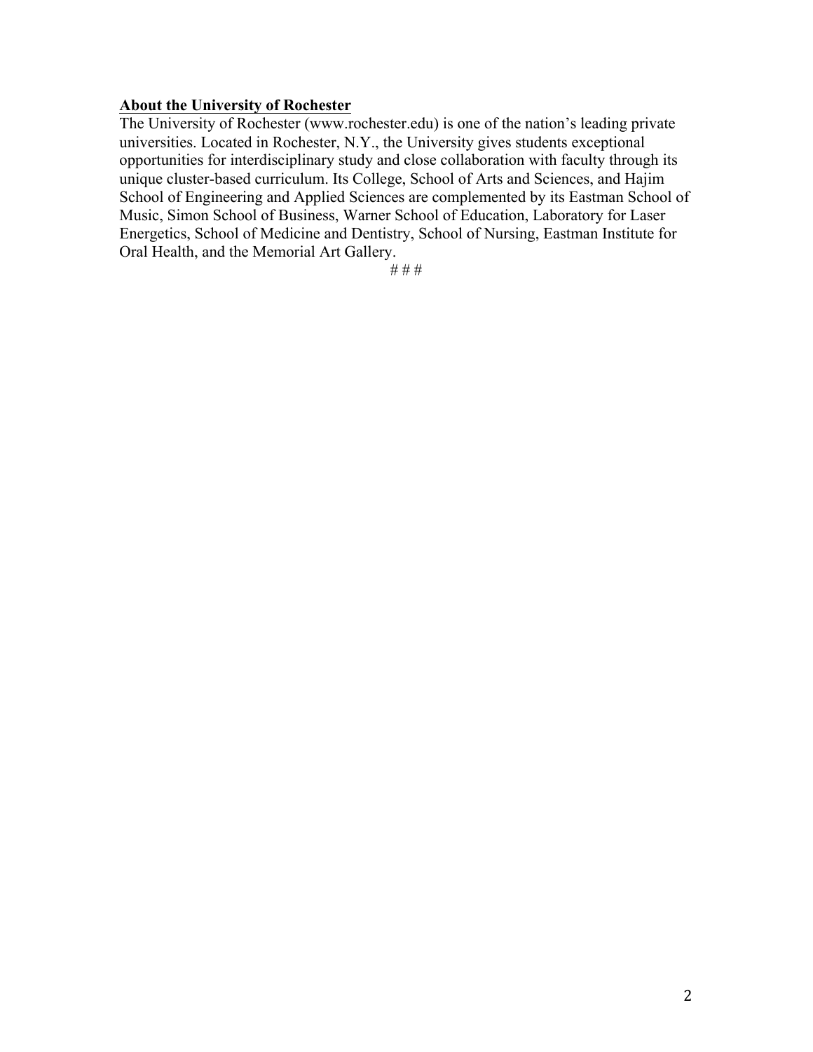**About the University of Rochester**

The University of Rochester (www.rochester.edu) is one of the nation's leading private universities. Located in Rochester, N.Y., the University gives students exceptional opportunities for interdisciplinary study and close collaboration with faculty through its unique cluster-based curriculum. Its College, School of Arts and Sciences, and Hajim School of Engineering and Applied Sciences are complemented by its Eastman School of Music, Simon School of Business, Warner School of Education, Laboratory for Laser Energetics, School of Medicine and Dentistry, School of Nursing, Eastman Institute for Oral Health, and the Memorial Art Gallery.

# # #